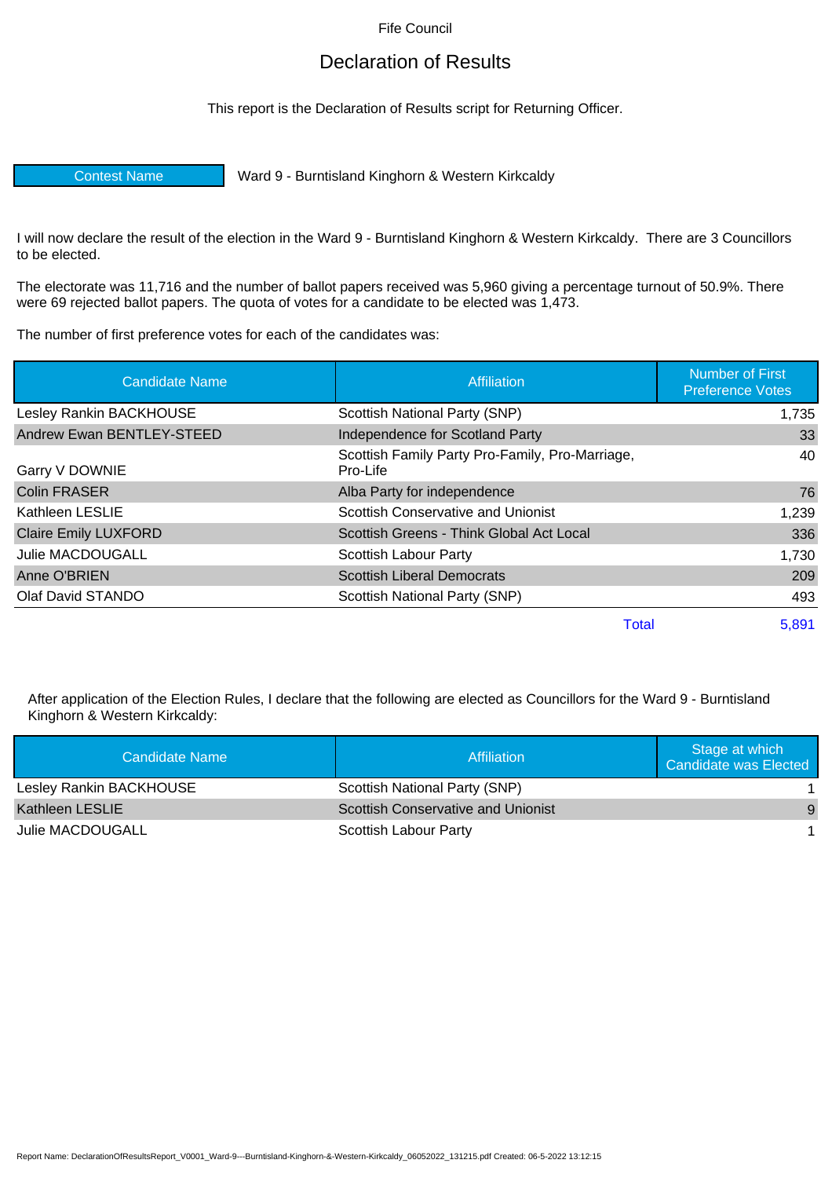Fife Council

# Declaration of Results

This report is the Declaration of Results script for Returning Officer.

| Contest Name | Ward 9 - Burntisland Kinghorn & Western Kirkcaldy |
|---|---|

I will now declare the result of the election in the Ward 9 - Burntisland Kinghorn & Western Kirkcaldy. There are 3 Councillors to be elected.

The electorate was 11,716 and the number of ballot papers received was 5,960 giving a percentage turnout of 50.9%. There were 69 rejected ballot papers. The quota of votes for a candidate to be elected was 1,473.

The number of first preference votes for each of the candidates was:

| Candidate Name | Affiliation | Number of First Preference Votes |
|---|---|---|
| Lesley Rankin BACKHOUSE | Scottish National Party (SNP) | 1,735 |
| Andrew Ewan BENTLEY-STEED | Independence for Scotland Party | 33 |
| Garry V DOWNIE | Scottish Family Party Pro-Family, Pro-Marriage, Pro-Life | 40 |
| Colin FRASER | Alba Party for independence | 76 |
| Kathleen LESLIE | Scottish Conservative and Unionist | 1,239 |
| Claire Emily LUXFORD | Scottish Greens - Think Global Act Local | 336 |
| Julie MACDOUGALL | Scottish Labour Party | 1,730 |
| Anne O'BRIEN | Scottish Liberal Democrats | 209 |
| Olaf David STANDO | Scottish National Party (SNP) | 493 |
| | Total | 5,891 |

After application of the Election Rules, I declare that the following are elected as Councillors for the Ward 9 - Burntisland Kinghorn & Western Kirkcaldy:

| Candidate Name | Affiliation | Stage at which Candidate was Elected |
|---|---|---|
| Lesley Rankin BACKHOUSE | Scottish National Party (SNP) | 1 |
| Kathleen LESLIE | Scottish Conservative and Unionist | 9 |
| Julie MACDOUGALL | Scottish Labour Party | 1 |

Report Name: DeclarationOfResultsReport_V0001_Ward-9---Burntisland-Kinghorn-&-Western-Kirkcaldy_06052022_131215.pdf Created: 06-5-2022 13:12:15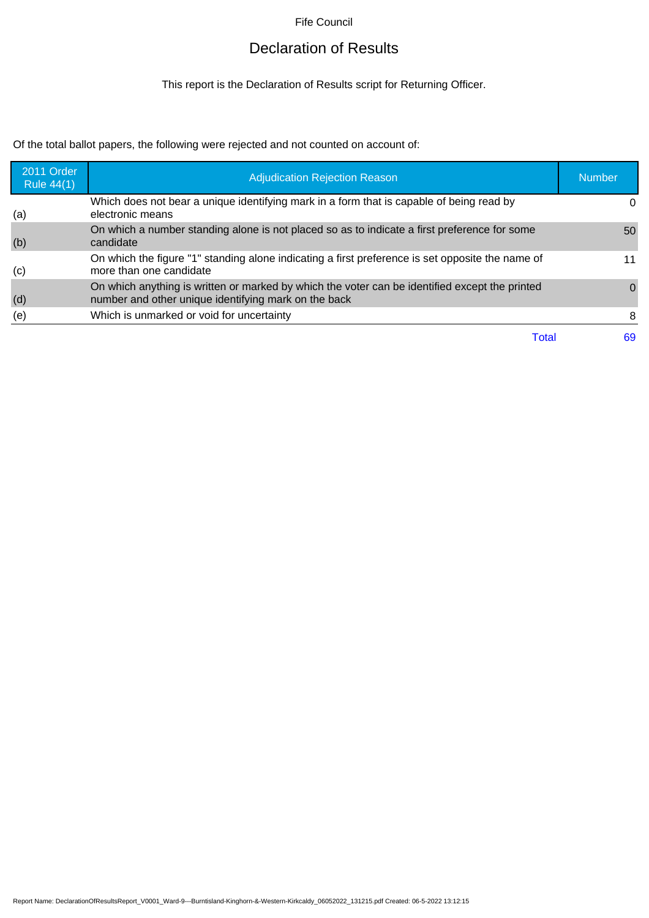Fife Council

# Declaration of Results

This report is the Declaration of Results script for Returning Officer.

Of the total ballot papers, the following were rejected and not counted on account of:

| 2011 Order Rule 44(1) | Adjudication Rejection Reason | Number |
|---|---|---|
| (a) | Which does not bear a unique identifying mark in a form that is capable of being read by electronic means | 0 |
| (b) | On which a number standing alone is not placed so as to indicate a first preference for some candidate | 50 |
| (c) | On which the figure "1" standing alone indicating a first preference is set opposite the name of more than one candidate | 11 |
| (d) | On which anything is written or marked by which the voter can be identified except the printed number and other unique identifying mark on the back | 0 |
| (e) | Which is unmarked or void for uncertainty | 8 |
| | Total | 69 |

Report Name: DeclarationOfResultsReport_V0001_Ward-9---Burntisland-Kinghorn-&-Western-Kirkcaldy_06052022_131215.pdf Created: 06-5-2022 13:12:15